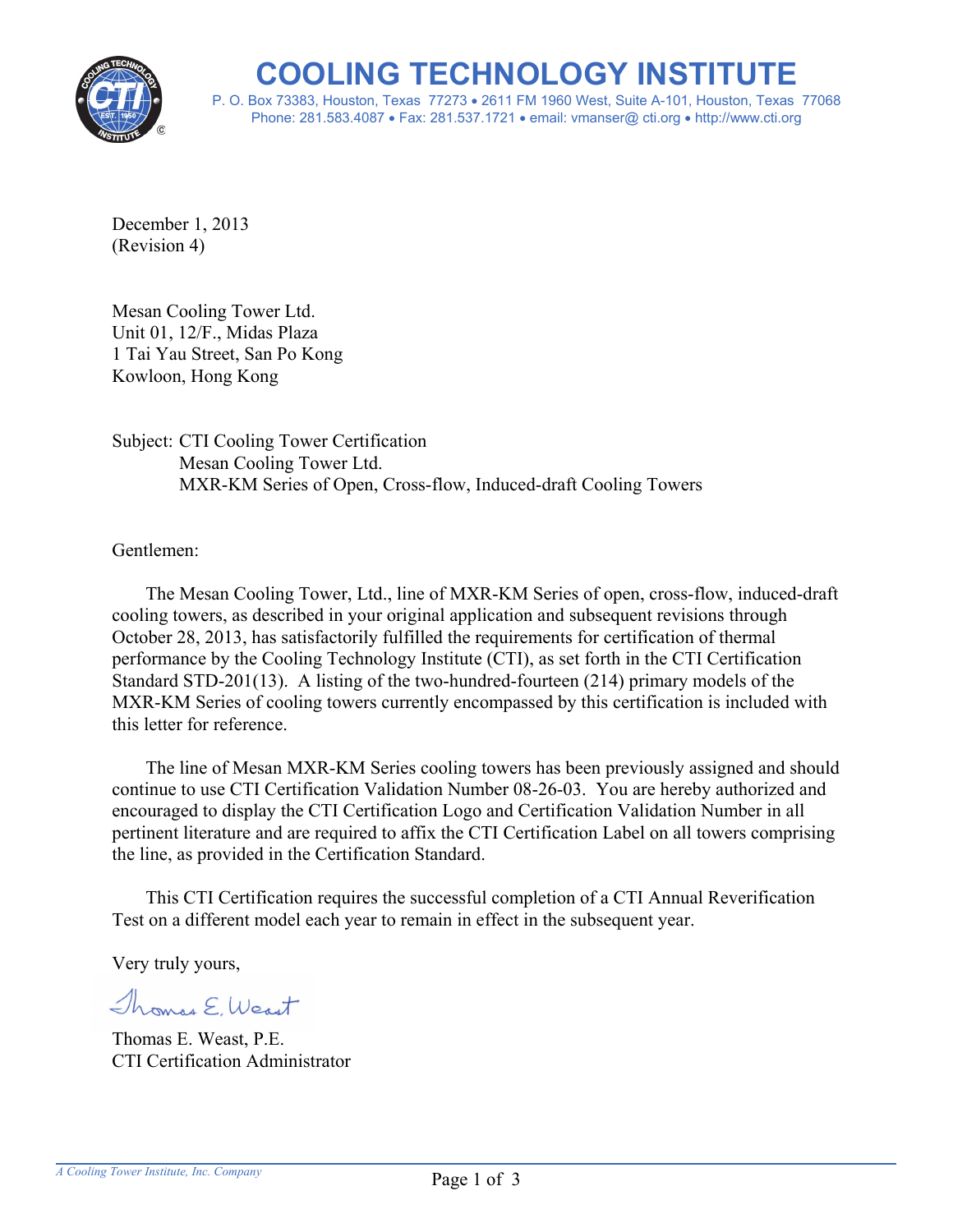# COOLING TECHNOLOGY INSTITUTE

P. O. Box 73383, Houston, Texas 77273 • 2611 FM 1960 West, Suite A-101, Houston, Texas 77068
Phone: 281.583.4087 • Fax: 281.537.1721 • email: vmanser@ cti.org • http://www.cti.org

December 1, 2013
(Revision 4)

Mesan Cooling Tower Ltd.
Unit 01, 12/F., Midas Plaza
1 Tai Yau Street, San Po Kong
Kowloon, Hong Kong

Subject: CTI Cooling Tower Certification
Mesan Cooling Tower Ltd.
MXR-KM Series of Open, Cross-flow, Induced-draft Cooling Towers

Gentlemen:

The Mesan Cooling Tower, Ltd., line of MXR-KM Series of open, cross-flow, induced-draft cooling towers, as described in your original application and subsequent revisions through October 28, 2013, has satisfactorily fulfilled the requirements for certification of thermal performance by the Cooling Technology Institute (CTI), as set forth in the CTI Certification Standard STD-201(13). A listing of the two-hundred-fourteen (214) primary models of the MXR-KM Series of cooling towers currently encompassed by this certification is included with this letter for reference.

The line of Mesan MXR-KM Series cooling towers has been previously assigned and should continue to use CTI Certification Validation Number 08-26-03. You are hereby authorized and encouraged to display the CTI Certification Logo and Certification Validation Number in all pertinent literature and are required to affix the CTI Certification Label on all towers comprising the line, as provided in the Certification Standard.

This CTI Certification requires the successful completion of a CTI Annual Reverification Test on a different model each year to remain in effect in the subsequent year.

Very truly yours,

Thomas E. Weast

Thomas E. Weast, P.E.
CTI Certification Administrator

*A Cooling Tower Institute, Inc. Company*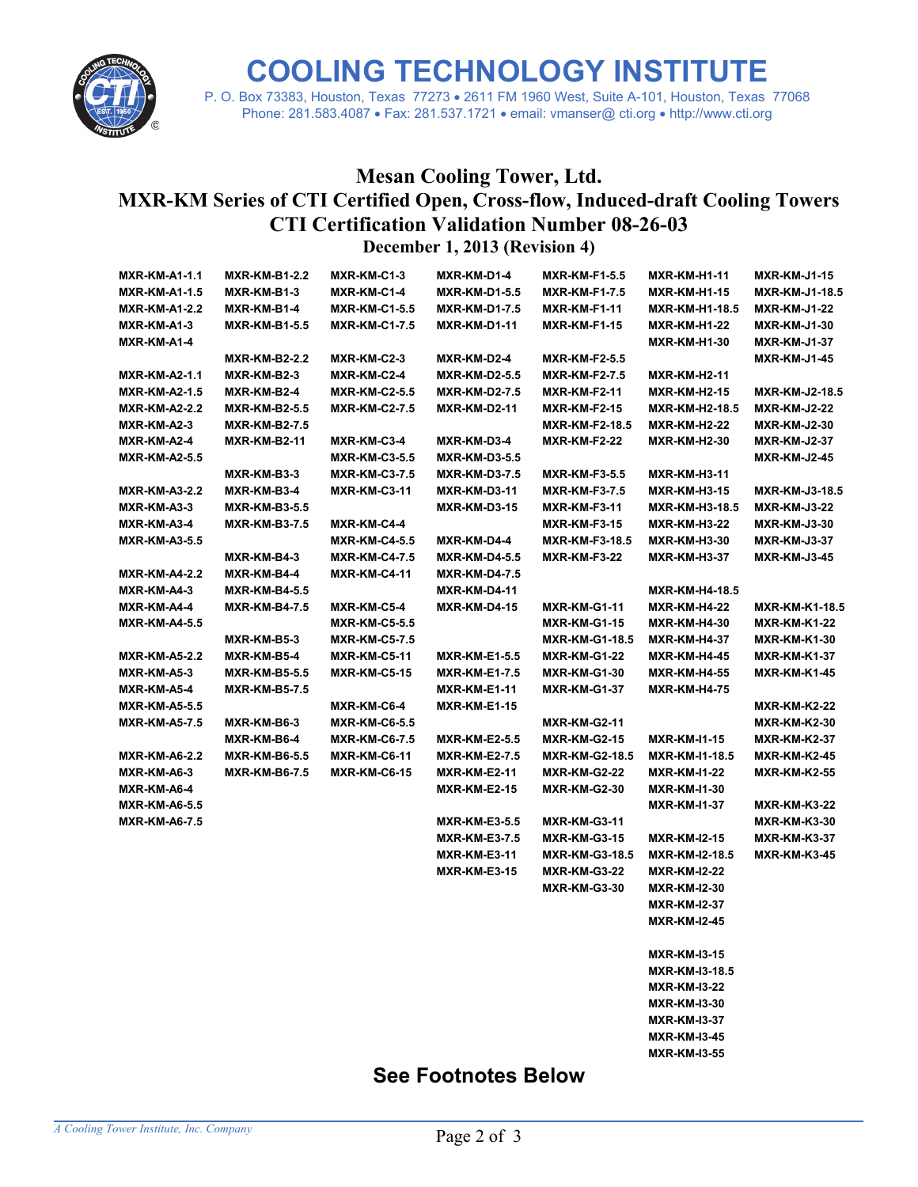# COOLING TECHNOLOGY INSTITUTE

P. O. Box 73383, Houston, Texas 77273 • 2611 FM 1960 West, Suite A-101, Houston, Texas 77068
Phone: 281.583.4087 • Fax: 281.537.1721 • email: vmanser@ cti.org • http://www.cti.org

## Mesan Cooling Tower, Ltd.
## MXR-KM Series of CTI Certified Open, Cross-flow, Induced-draft Cooling Towers
## CTI Certification Validation Number 08-26-03
### December 1, 2013 (Revision 4)

**MXR-KM-A1-1.1**
**MXR-KM-A1-1.5**
**MXR-KM-A1-2.2**
**MXR-KM-A1-3**
**MXR-KM-A1-4**

**MXR-KM-A2-1.1**
**MXR-KM-A2-1.5**
**MXR-KM-A2-2.2**
**MXR-KM-A2-3**
**MXR-KM-A2-4**
**MXR-KM-A2-5.5**

**MXR-KM-A3-2.2**
**MXR-KM-A3-3**
**MXR-KM-A3-4**
**MXR-KM-A3-5.5**

**MXR-KM-A4-2.2**
**MXR-KM-A4-3**
**MXR-KM-A4-4**
**MXR-KM-A4-5.5**

**MXR-KM-A5-2.2**
**MXR-KM-A5-3**
**MXR-KM-A5-4**
**MXR-KM-A5-5.5**
**MXR-KM-A5-7.5**

**MXR-KM-A6-2.2**
**MXR-KM-A6-3**
**MXR-KM-A6-4**
**MXR-KM-A6-5.5**
**MXR-KM-A6-7.5**

**MXR-KM-B1-2.2**
**MXR-KM-B1-3**
**MXR-KM-B1-4**
**MXR-KM-B1-5.5**

**MXR-KM-B2-2.2**
**MXR-KM-B2-3**
**MXR-KM-B2-4**
**MXR-KM-B2-5.5**
**MXR-KM-B2-7.5**
**MXR-KM-B2-11**

**MXR-KM-B3-3**
**MXR-KM-B3-4**
**MXR-KM-B3-5.5**
**MXR-KM-B3-7.5**

**MXR-KM-B4-3**
**MXR-KM-B4-4**
**MXR-KM-B4-5.5**
**MXR-KM-B4-7.5**

**MXR-KM-B5-3**
**MXR-KM-B5-4**
**MXR-KM-B5-5.5**
**MXR-KM-B5-7.5**

**MXR-KM-B6-3**
**MXR-KM-B6-4**
**MXR-KM-B6-5.5**
**MXR-KM-B6-7.5**

**MXR-KM-C1-3**
**MXR-KM-C1-4**
**MXR-KM-C1-5.5**
**MXR-KM-C1-7.5**

**MXR-KM-C2-3**
**MXR-KM-C2-4**
**MXR-KM-C2-5.5**
**MXR-KM-C2-7.5**

**MXR-KM-C3-4**
**MXR-KM-C3-5.5**
**MXR-KM-C3-7.5**
**MXR-KM-C3-11**

**MXR-KM-C4-4**
**MXR-KM-C4-5.5**
**MXR-KM-C4-7.5**
**MXR-KM-C4-11**

**MXR-KM-C5-4**
**MXR-KM-C5-5.5**
**MXR-KM-C5-7.5**
**MXR-KM-C5-11**
**MXR-KM-C5-15**

**MXR-KM-C6-4**
**MXR-KM-C6-5.5**
**MXR-KM-C6-7.5**
**MXR-KM-C6-11**
**MXR-KM-C6-15**

**MXR-KM-D1-4**
**MXR-KM-D1-5.5**
**MXR-KM-D1-7.5**
**MXR-KM-D1-11**

**MXR-KM-D2-4**
**MXR-KM-D2-5.5**
**MXR-KM-D2-7.5**
**MXR-KM-D2-11**

**MXR-KM-D3-4**
**MXR-KM-D3-5.5**
**MXR-KM-D3-7.5**
**MXR-KM-D3-11**
**MXR-KM-D3-15**

**MXR-KM-D4-4**
**MXR-KM-D4-5.5**
**MXR-KM-D4-7.5**
**MXR-KM-D4-11**
**MXR-KM-D4-15**

**MXR-KM-E1-5.5**
**MXR-KM-E1-7.5**
**MXR-KM-E1-11**
**MXR-KM-E1-15**

**MXR-KM-E2-5.5**
**MXR-KM-E2-7.5**
**MXR-KM-E2-11**
**MXR-KM-E2-15**

**MXR-KM-E3-5.5**
**MXR-KM-E3-7.5**
**MXR-KM-E3-11**
**MXR-KM-E3-15**

**MXR-KM-F1-5.5**
**MXR-KM-F1-7.5**
**MXR-KM-F1-11**
**MXR-KM-F1-15**

**MXR-KM-F2-5.5**
**MXR-KM-F2-7.5**
**MXR-KM-F2-11**
**MXR-KM-F2-15**
**MXR-KM-F2-18.5**
**MXR-KM-F2-22**

**MXR-KM-F3-5.5**
**MXR-KM-F3-7.5**
**MXR-KM-F3-11**
**MXR-KM-F3-15**
**MXR-KM-F3-18.5**
**MXR-KM-F3-22**

**MXR-KM-G1-11**
**MXR-KM-G1-15**
**MXR-KM-G1-18.5**
**MXR-KM-G1-22**
**MXR-KM-G1-30**
**MXR-KM-G1-37**

**MXR-KM-G2-11**
**MXR-KM-G2-15**
**MXR-KM-G2-18.5**
**MXR-KM-G2-22**
**MXR-KM-G2-30**

**MXR-KM-G3-11**
**MXR-KM-G3-15**
**MXR-KM-G3-18.5**
**MXR-KM-G3-22**
**MXR-KM-G3-30**

**MXR-KM-H1-11**
**MXR-KM-H1-15**
**MXR-KM-H1-18.5**
**MXR-KM-H1-22**
**MXR-KM-H1-30**

**MXR-KM-H2-11**
**MXR-KM-H2-15**
**MXR-KM-H2-18.5**
**MXR-KM-H2-22**
**MXR-KM-H2-30**

**MXR-KM-H3-11**
**MXR-KM-H3-15**
**MXR-KM-H3-18.5**
**MXR-KM-H3-22**
**MXR-KM-H3-30**
**MXR-KM-H3-37**

**MXR-KM-H4-18.5**
**MXR-KM-H4-22**
**MXR-KM-H4-30**
**MXR-KM-H4-37**
**MXR-KM-H4-45**
**MXR-KM-H4-55**
**MXR-KM-H4-75**

**MXR-KM-I1-15**
**MXR-KM-I1-18.5**
**MXR-KM-I1-22**
**MXR-KM-I1-30**
**MXR-KM-I1-37**

**MXR-KM-I2-15**
**MXR-KM-I2-18.5**
**MXR-KM-I2-22**
**MXR-KM-I2-30**
**MXR-KM-I2-37**
**MXR-KM-I2-45**

**MXR-KM-I3-15**
**MXR-KM-I3-18.5**
**MXR-KM-I3-22**
**MXR-KM-I3-30**
**MXR-KM-I3-37**
**MXR-KM-I3-45**
**MXR-KM-I3-55**

**MXR-KM-J1-15**
**MXR-KM-J1-18.5**
**MXR-KM-J1-22**
**MXR-KM-J1-30**
**MXR-KM-J1-37**
**MXR-KM-J1-45**

**MXR-KM-J2-18.5**
**MXR-KM-J2-22**
**MXR-KM-J2-30**
**MXR-KM-J2-37**
**MXR-KM-J2-45**

**MXR-KM-J3-18.5**
**MXR-KM-J3-22**
**MXR-KM-J3-30**
**MXR-KM-J3-37**
**MXR-KM-J3-45**

**MXR-KM-K1-18.5**
**MXR-KM-K1-22**
**MXR-KM-K1-30**
**MXR-KM-K1-37**
**MXR-KM-K1-45**

**MXR-KM-K2-22**
**MXR-KM-K2-30**
**MXR-KM-K2-37**
**MXR-KM-K2-45**
**MXR-KM-K2-55**

**MXR-KM-K3-22**
**MXR-KM-K3-30**
**MXR-KM-K3-37**
**MXR-KM-K3-45**

## See Footnotes Below

*A Cooling Tower Institute, Inc. Company*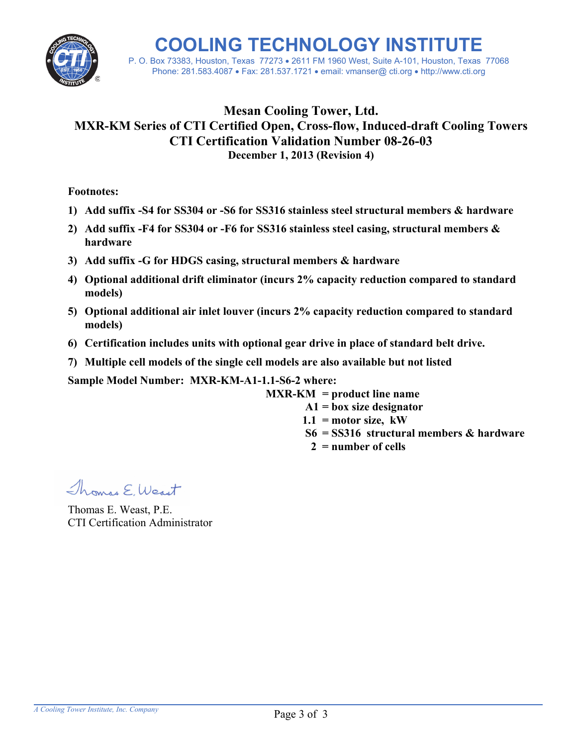# COOLING TECHNOLOGY INSTITUTE

P. O. Box 73383, Houston, Texas 77273 • 2611 FM 1960 West, Suite A-101, Houston, Texas 77068
Phone: 281.583.4087 • Fax: 281.537.1721 • email: vmanser@ cti.org • http://www.cti.org

## Mesan Cooling Tower, Ltd.
## MXR-KM Series of CTI Certified Open, Cross-flow, Induced-draft Cooling Towers
## CTI Certification Validation Number 08-26-03
### December 1, 2013 (Revision 4)

**Footnotes:**

1) **Add suffix -S4 for SS304 or -S6 for SS316 stainless steel structural members & hardware**
2) **Add suffix -F4 for SS304 or -F6 for SS316 stainless steel casing, structural members & hardware**
3) **Add suffix -G for HDGS casing, structural members & hardware**
4) **Optional additional drift eliminator (incurs 2% capacity reduction compared to standard models)**
5) **Optional additional air inlet louver (incurs 2% capacity reduction compared to standard models)**
6) **Certification includes units with optional gear drive in place of standard belt drive.**
7) **Multiple cell models of the single cell models are also available but not listed**

**Sample Model Number: MXR-KM-A1-1.1-S6-2 where:**

**MXR-KM = product line name**
**A1 = box size designator**
**1.1 = motor size, kW**
**S6 = SS316 structural members & hardware**
**2 = number of cells**

Thomas E. Weast

Thomas E. Weast, P.E.
CTI Certification Administrator

*A Cooling Tower Institute, Inc. Company*